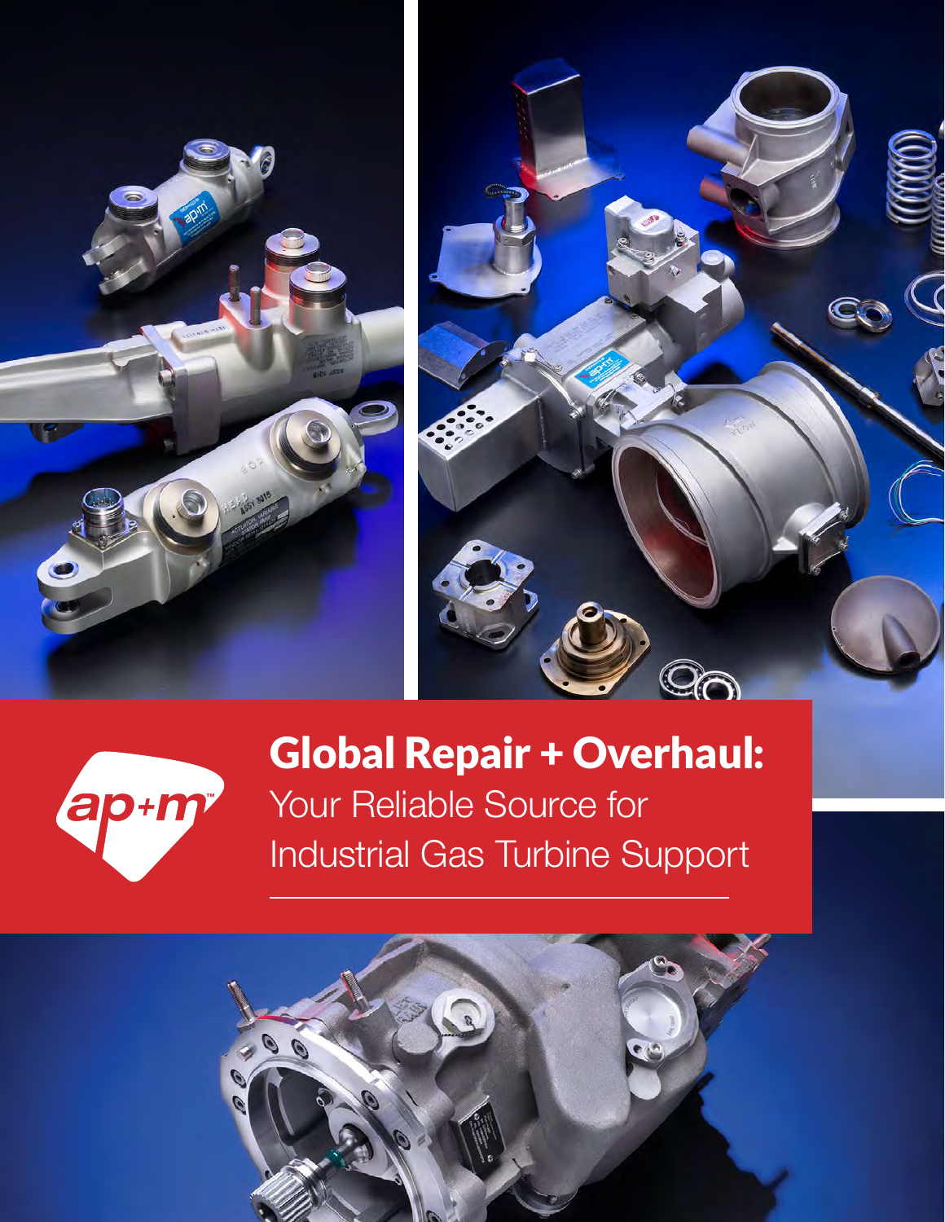ap+m™

# Global Repair + Overhaul:

Your Reliable Source for Industrial Gas Turbine Support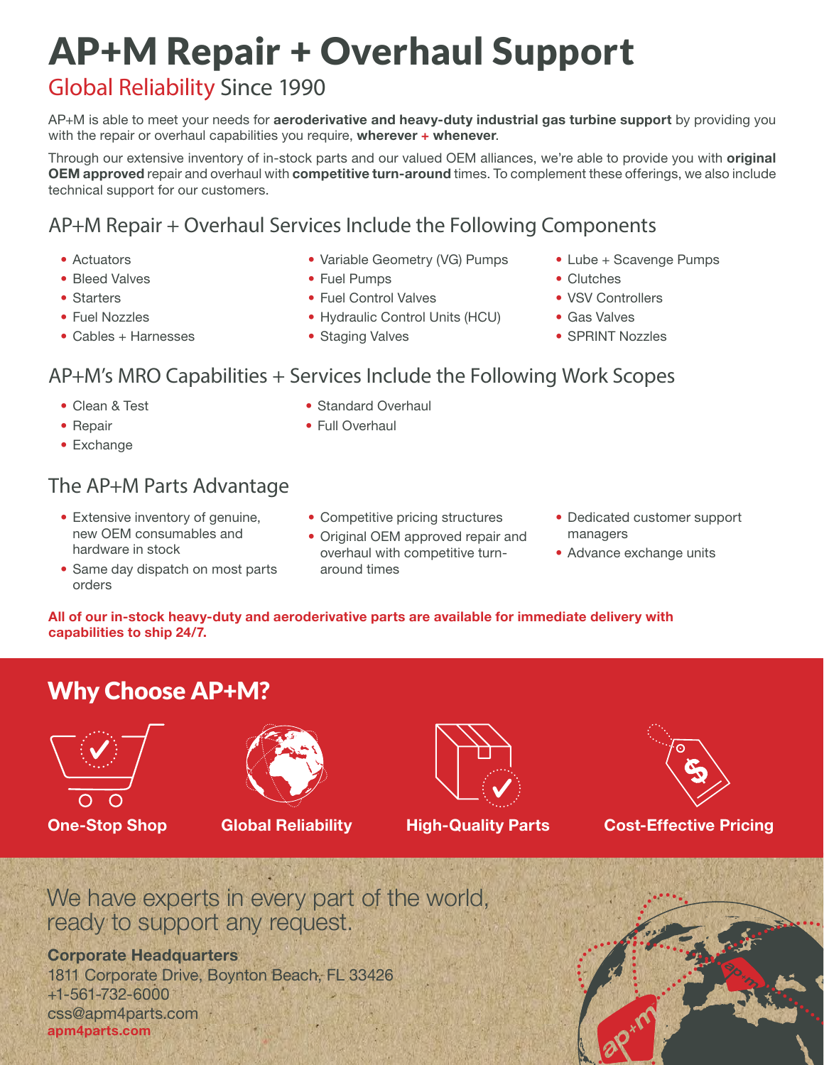# AP+M Repair + Overhaul Support

## Global Reliability Since 1990

AP+M is able to meet your needs for **aeroderivative and heavy-duty industrial gas turbine support** by providing you with the repair or overhaul capabilities you require, **wherever + whenever**.

Through our extensive inventory of in-stock parts and our valued OEM alliances, we're able to provide you with **original OEM approved** repair and overhaul with **competitive turn-around** times. To complement these offerings, we also include technical support for our customers.

## AP+M Repair + Overhaul Services Include the Following Components

- Actuators
- Bleed Valves
- Starters
- Fuel Nozzles
- Cables + Harnesses
- Variable Geometry (VG) Pumps
- Fuel Pumps
- Fuel Control Valves
- Hydraulic Control Units (HCU)
- Staging Valves
- Lube + Scavenge Pumps
- Clutches
- VSV Controllers
- Gas Valves
- SPRINT Nozzles

## AP+M's MRO Capabilities + Services Include the Following Work Scopes

- Clean & Test
- Repair
- Exchange
- Standard Overhaul
- Full Overhaul

## The AP+M Parts Advantage

- Extensive inventory of genuine, new OEM consumables and hardware in stock
- Same day dispatch on most parts orders
- Competitive pricing structures
- Original OEM approved repair and overhaul with competitive turn-around times
- Dedicated customer support managers
- Advance exchange units

**All of our in-stock heavy-duty and aeroderivative parts are available for immediate delivery with capabilities to ship 24/7.**

## Why Choose AP+M?

**One-Stop Shop**

**Global Reliability**

**High-Quality Parts**

**Cost-Effective Pricing**

We have experts in every part of the world, ready to support any request.

**Corporate Headquarters**
1811 Corporate Drive, Boynton Beach, FL 33426
+1-561-732-6000
css@apm4parts.com
**apm4parts.com**